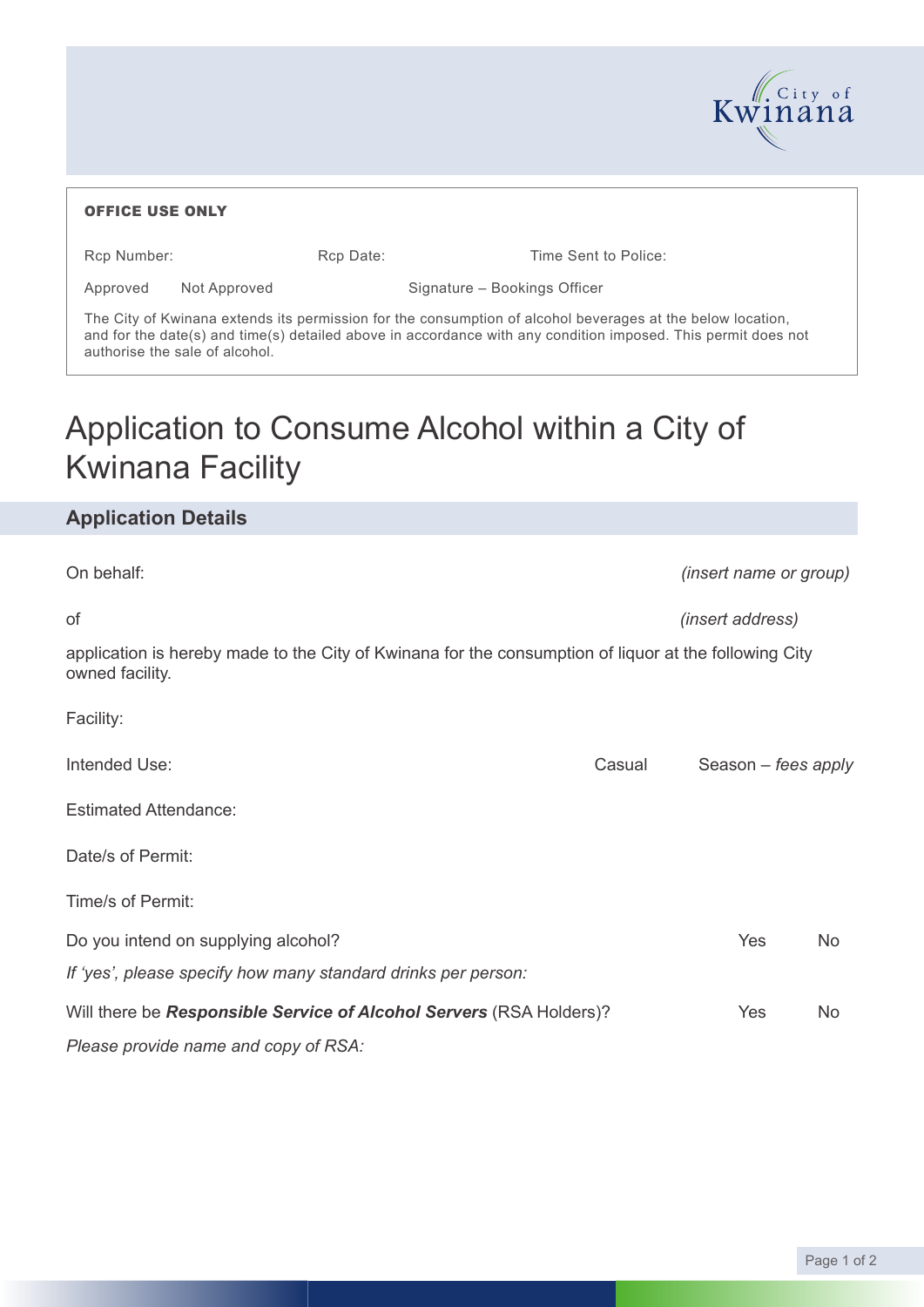City of Kwinana

**OFFICE USE ONLY**

Rcp Number: Rcp Date: Time Sent to Police:

Approved Not Approved Signature – Bookings Officer

The City of Kwinana extends its permission for the consumption of alcohol beverages at the below location, and for the date(s) and time(s) detailed above in accordance with any condition imposed. This permit does not authorise the sale of alcohol.

# Application to Consume Alcohol within a City of Kwinana Facility

## Application Details

On behalf: *(insert name or group)*

of *(insert address)*

application is hereby made to the City of Kwinana for the consumption of liquor at the following City owned facility.

Facility:

Intended Use: Casual Season – *fees apply*

Estimated Attendance:

Date/s of Permit:

Time/s of Permit:

Do you intend on supplying alcohol? Yes No

*If 'yes', please specify how many standard drinks per person:*

Will there be ***Responsible Service of Alcohol Servers*** (RSA Holders)? Yes No

*Please provide name and copy of RSA:*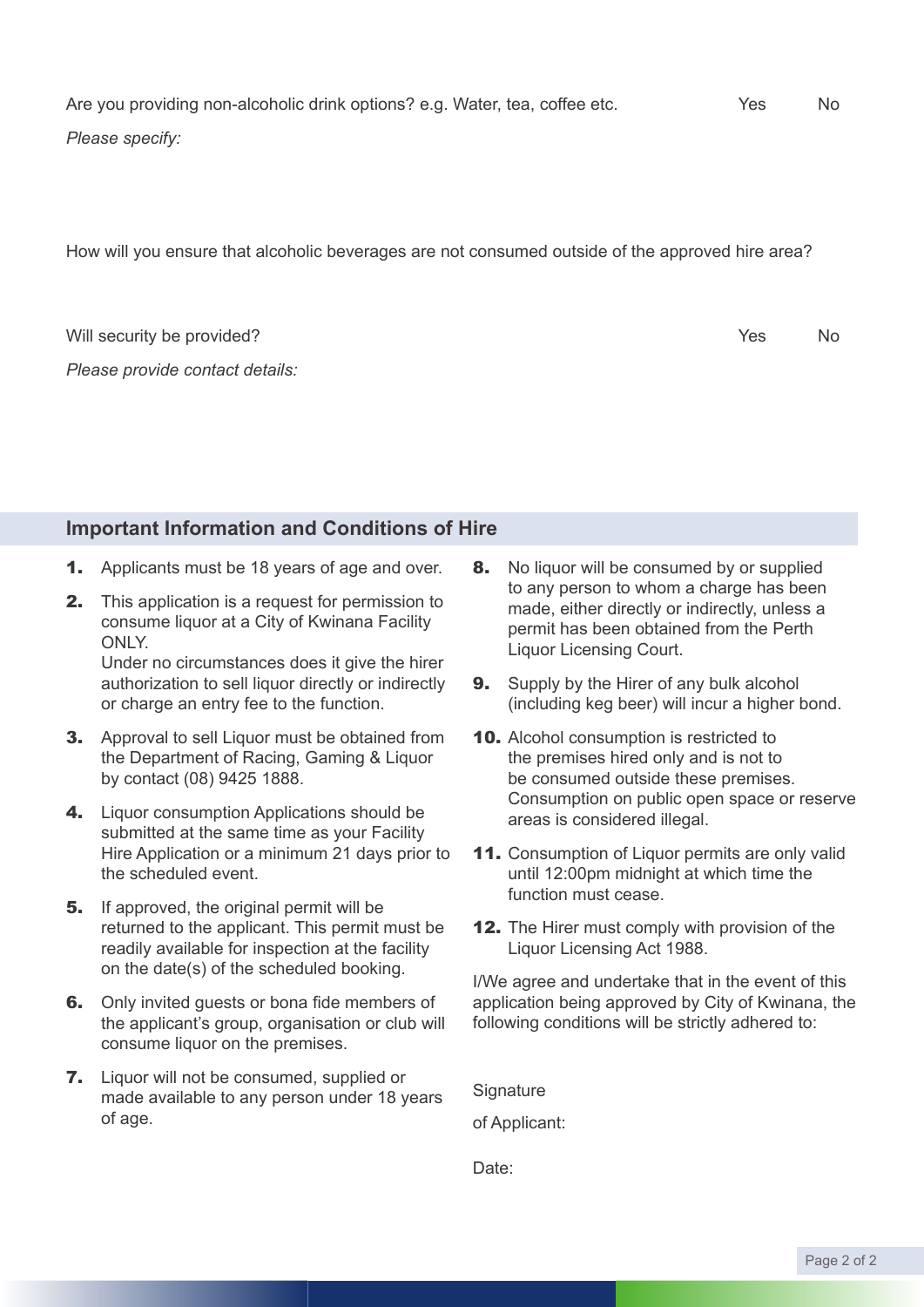Are you providing non-alcoholic drink options? e.g. Water, tea, coffee etc. Yes No

*Please specify:*

How will you ensure that alcoholic beverages are not consumed outside of the approved hire area?

Will security be provided? Yes No

*Please provide contact details:*

## Important Information and Conditions of Hire

1. Applicants must be 18 years of age and over.
2. This application is a request for permission to consume liquor at a City of Kwinana Facility ONLY.
   Under no circumstances does it give the hirer authorization to sell liquor directly or indirectly or charge an entry fee to the function.
3. Approval to sell Liquor must be obtained from the Department of Racing, Gaming & Liquor by contact (08) 9425 1888.
4. Liquor consumption Applications should be submitted at the same time as your Facility Hire Application or a minimum 21 days prior to the scheduled event.
5. If approved, the original permit will be returned to the applicant. This permit must be readily available for inspection at the facility on the date(s) of the scheduled booking.
6. Only invited guests or bona fide members of the applicant's group, organisation or club will consume liquor on the premises.
7. Liquor will not be consumed, supplied or made available to any person under 18 years of age.
8. No liquor will be consumed by or supplied to any person to whom a charge has been made, either directly or indirectly, unless a permit has been obtained from the Perth Liquor Licensing Court.
9. Supply by the Hirer of any bulk alcohol (including keg beer) will incur a higher bond.
10. Alcohol consumption is restricted to the premises hired only and is not to be consumed outside these premises. Consumption on public open space or reserve areas is considered illegal.
11. Consumption of Liquor permits are only valid until 12:00pm midnight at which time the function must cease.
12. The Hirer must comply with provision of the Liquor Licensing Act 1988.

I/We agree and undertake that in the event of this application being approved by City of Kwinana, the following conditions will be strictly adhered to:

Signature of Applicant:

Date: